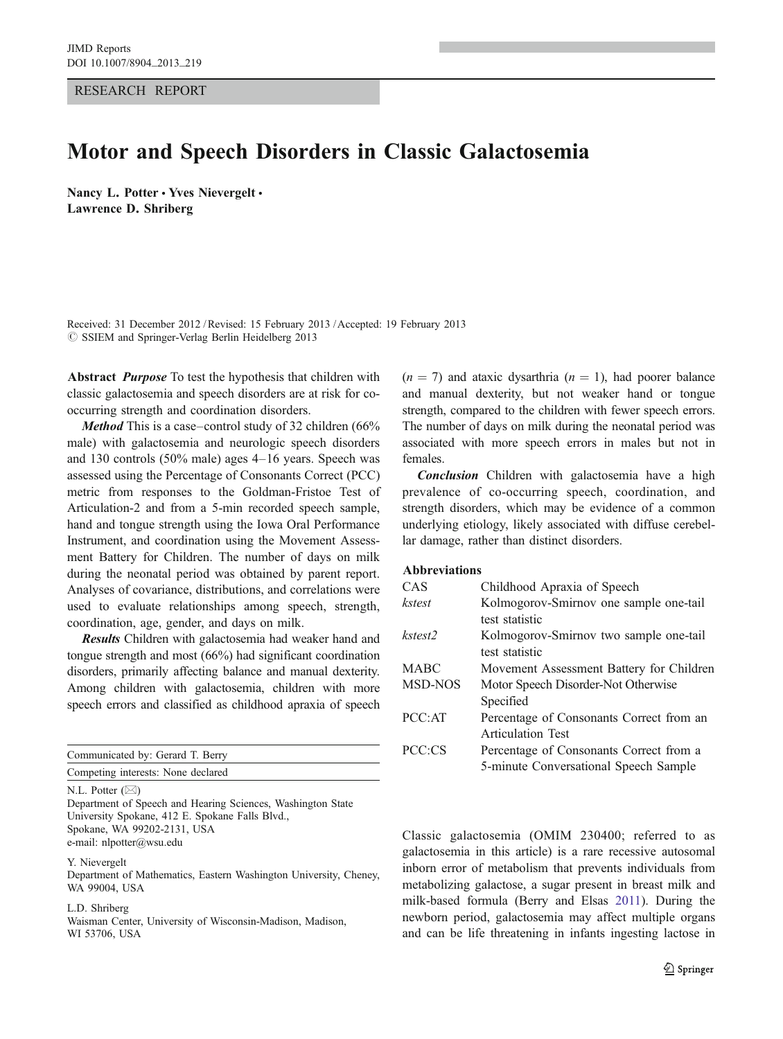RESEARCH REPORT

# Motor and Speech Disorders in Classic Galactosemia

**Nancy L. Potter • Yves Nievergelt • Lawrence D. Shriberg**

Received: 31 December 2012 / Revised: 15 February 2013 / Accepted: 19 February 2013
© SSIEM and Springer-Verlag Berlin Heidelberg 2013

**Abstract** ***Purpose*** To test the hypothesis that children with classic galactosemia and speech disorders are at risk for co-occurring strength and coordination disorders.

***Method*** This is a case–control study of 32 children (66% male) with galactosemia and neurologic speech disorders and 130 controls (50% male) ages 4–16 years. Speech was assessed using the Percentage of Consonants Correct (PCC) metric from responses to the Goldman-Fristoe Test of Articulation-2 and from a 5-min recorded speech sample, hand and tongue strength using the Iowa Oral Performance Instrument, and coordination using the Movement Assessment Battery for Children. The number of days on milk during the neonatal period was obtained by parent report. Analyses of covariance, distributions, and correlations were used to evaluate relationships among speech, strength, coordination, age, gender, and days on milk.

***Results*** Children with galactosemia had weaker hand and tongue strength and most (66%) had significant coordination disorders, primarily affecting balance and manual dexterity. Among children with galactosemia, children with more speech errors and classified as childhood apraxia of speech ($n = 7$) and ataxic dysarthria ($n = 1$), had poorer balance and manual dexterity, but not weaker hand or tongue strength, compared to the children with fewer speech errors. The number of days on milk during the neonatal period was associated with more speech errors in males but not in females.

***Conclusion*** Children with galactosemia have a high prevalence of co-occurring speech, coordination, and strength disorders, which may be evidence of a common underlying etiology, likely associated with diffuse cerebellar damage, rather than distinct disorders.

**Abbreviations**

| | |
|---|---|
| CAS | Childhood Apraxia of Speech |
| *kstest* | Kolmogorov-Smirnov one sample one-tail test statistic |
| *kstest2* | Kolmogorov-Smirnov two sample one-tail test statistic |
| MABC | Movement Assessment Battery for Children |
| MSD-NOS | Motor Speech Disorder-Not Otherwise Specified |
| PCC:AT | Percentage of Consonants Correct from an Articulation Test |
| PCC:CS | Percentage of Consonants Correct from a 5-minute Conversational Speech Sample |

Communicated by: Gerard T. Berry

Competing interests: None declared

N.L. Potter (✉)
Department of Speech and Hearing Sciences, Washington State University Spokane, 412 E. Spokane Falls Blvd., Spokane, WA 99202-2131, USA
e-mail: nlpotter@wsu.edu

Y. Nievergelt
Department of Mathematics, Eastern Washington University, Cheney, WA 99004, USA

L.D. Shriberg
Waisman Center, University of Wisconsin-Madison, Madison, WI 53706, USA

Classic galactosemia (OMIM 230400; referred to as galactosemia in this article) is a rare recessive autosomal inborn error of metabolism that prevents individuals from metabolizing galactose, a sugar present in breast milk and milk-based formula (Berry and Elsas 2011). During the newborn period, galactosemia may affect multiple organs and can be life threatening in infants ingesting lactose in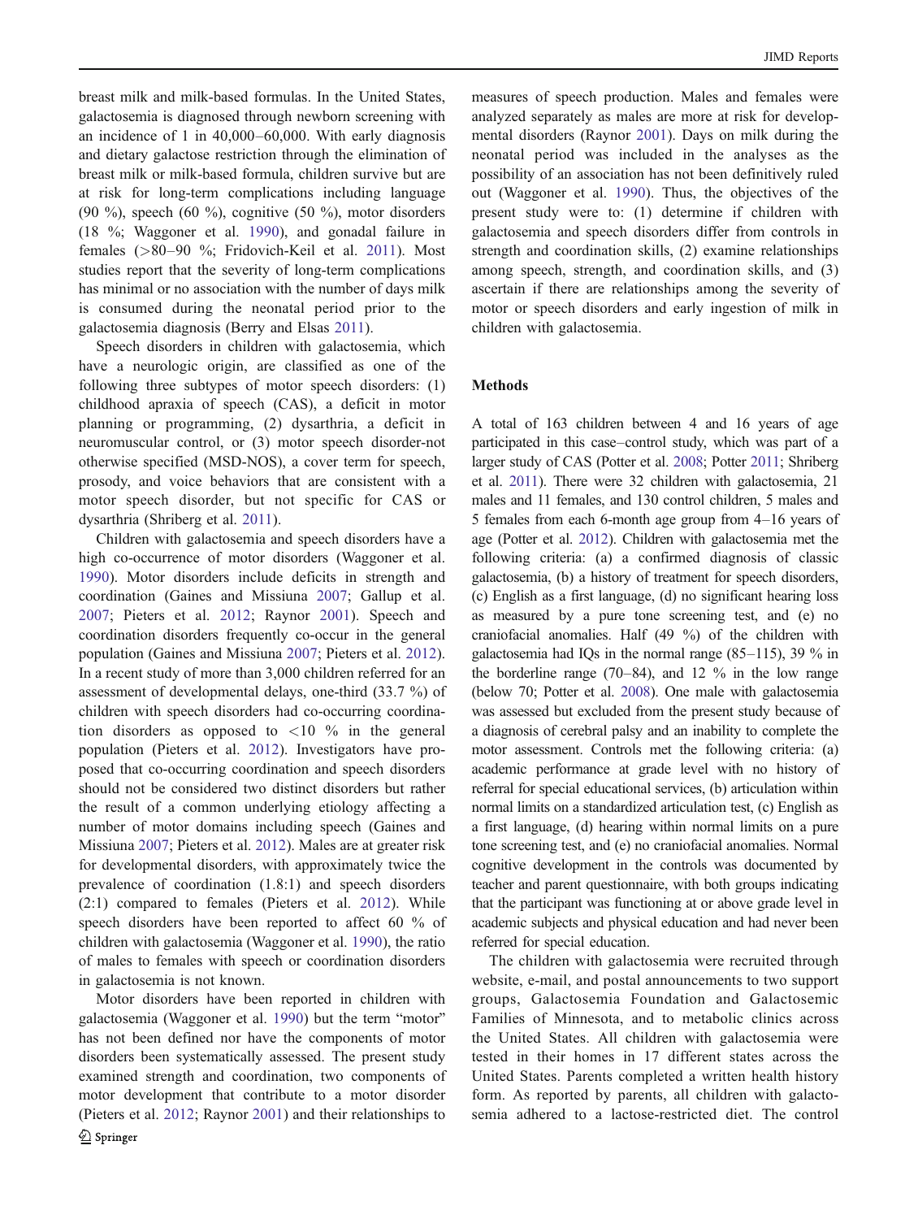breast milk and milk-based formulas. In the United States, galactosemia is diagnosed through newborn screening with an incidence of 1 in 40,000–60,000. With early diagnosis and dietary galactose restriction through the elimination of breast milk or milk-based formula, children survive but are at risk for long-term complications including language (90 %), speech (60 %), cognitive (50 %), motor disorders (18 %; Waggoner et al. 1990), and gonadal failure in females (>80–90 %; Fridovich-Keil et al. 2011). Most studies report that the severity of long-term complications has minimal or no association with the number of days milk is consumed during the neonatal period prior to the galactosemia diagnosis (Berry and Elsas 2011).

Speech disorders in children with galactosemia, which have a neurologic origin, are classified as one of the following three subtypes of motor speech disorders: (1) childhood apraxia of speech (CAS), a deficit in motor planning or programming, (2) dysarthria, a deficit in neuromuscular control, or (3) motor speech disorder-not otherwise specified (MSD-NOS), a cover term for speech, prosody, and voice behaviors that are consistent with a motor speech disorder, but not specific for CAS or dysarthria (Shriberg et al. 2011).

Children with galactosemia and speech disorders have a high co-occurrence of motor disorders (Waggoner et al. 1990). Motor disorders include deficits in strength and coordination (Gaines and Missiuna 2007; Gallup et al. 2007; Pieters et al. 2012; Raynor 2001). Speech and coordination disorders frequently co-occur in the general population (Gaines and Missiuna 2007; Pieters et al. 2012). In a recent study of more than 3,000 children referred for an assessment of developmental delays, one-third (33.7 %) of children with speech disorders had co-occurring coordination disorders as opposed to <10 % in the general population (Pieters et al. 2012). Investigators have proposed that co-occurring coordination and speech disorders should not be considered two distinct disorders but rather the result of a common underlying etiology affecting a number of motor domains including speech (Gaines and Missiuna 2007; Pieters et al. 2012). Males are at greater risk for developmental disorders, with approximately twice the prevalence of coordination (1.8:1) and speech disorders (2:1) compared to females (Pieters et al. 2012). While speech disorders have been reported to affect 60 % of children with galactosemia (Waggoner et al. 1990), the ratio of males to females with speech or coordination disorders in galactosemia is not known.

Motor disorders have been reported in children with galactosemia (Waggoner et al. 1990) but the term "motor" has not been defined nor have the components of motor disorders been systematically assessed. The present study examined strength and coordination, two components of motor development that contribute to a motor disorder (Pieters et al. 2012; Raynor 2001) and their relationships to measures of speech production. Males and females were analyzed separately as males are more at risk for developmental disorders (Raynor 2001). Days on milk during the neonatal period was included in the analyses as the possibility of an association has not been definitively ruled out (Waggoner et al. 1990). Thus, the objectives of the present study were to: (1) determine if children with galactosemia and speech disorders differ from controls in strength and coordination skills, (2) examine relationships among speech, strength, and coordination skills, and (3) ascertain if there are relationships among the severity of motor or speech disorders and early ingestion of milk in children with galactosemia.

## Methods

A total of 163 children between 4 and 16 years of age participated in this case–control study, which was part of a larger study of CAS (Potter et al. 2008; Potter 2011; Shriberg et al. 2011). There were 32 children with galactosemia, 21 males and 11 females, and 130 control children, 5 males and 5 females from each 6-month age group from 4–16 years of age (Potter et al. 2012). Children with galactosemia met the following criteria: (a) a confirmed diagnosis of classic galactosemia, (b) a history of treatment for speech disorders, (c) English as a first language, (d) no significant hearing loss as measured by a pure tone screening test, and (e) no craniofacial anomalies. Half (49 %) of the children with galactosemia had IQs in the normal range (85–115), 39 % in the borderline range (70–84), and 12 % in the low range (below 70; Potter et al. 2008). One male with galactosemia was assessed but excluded from the present study because of a diagnosis of cerebral palsy and an inability to complete the motor assessment. Controls met the following criteria: (a) academic performance at grade level with no history of referral for special educational services, (b) articulation within normal limits on a standardized articulation test, (c) English as a first language, (d) hearing within normal limits on a pure tone screening test, and (e) no craniofacial anomalies. Normal cognitive development in the controls was documented by teacher and parent questionnaire, with both groups indicating that the participant was functioning at or above grade level in academic subjects and physical education and had never been referred for special education.

The children with galactosemia were recruited through website, e-mail, and postal announcements to two support groups, Galactosemia Foundation and Galactosemic Families of Minnesota, and to metabolic clinics across the United States. All children with galactosemia were tested in their homes in 17 different states across the United States. Parents completed a written health history form. As reported by parents, all children with galactosemia adhered to a lactose-restricted diet. The control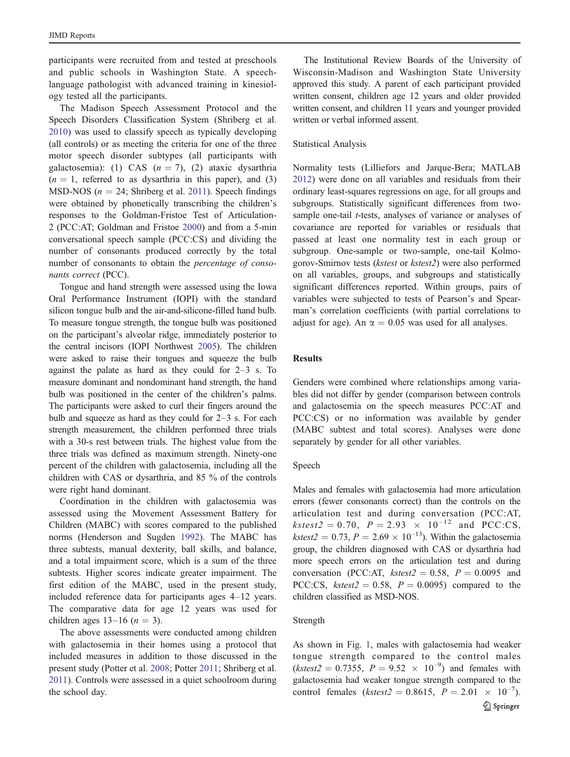participants were recruited from and tested at preschools and public schools in Washington State. A speech-language pathologist with advanced training in kinesiology tested all the participants.

The Madison Speech Assessment Protocol and the Speech Disorders Classification System (Shriberg et al. 2010) was used to classify speech as typically developing (all controls) or as meeting the criteria for one of the three motor speech disorder subtypes (all participants with galactosemia): (1) CAS ($n = 7$), (2) ataxic dysarthria ($n = 1$, referred to as dysarthria in this paper), and (3) MSD-NOS ($n = 24$; Shriberg et al. 2011). Speech findings were obtained by phonetically transcribing the children's responses to the Goldman-Fristoe Test of Articulation-2 (PCC:AT; Goldman and Fristoe 2000) and from a 5-min conversational speech sample (PCC:CS) and dividing the number of consonants produced correctly by the total number of consonants to obtain the *percentage of consonants correct* (PCC).

Tongue and hand strength were assessed using the Iowa Oral Performance Instrument (IOPI) with the standard silicon tongue bulb and the air-and-silicone-filled hand bulb. To measure tongue strength, the tongue bulb was positioned on the participant's alveolar ridge, immediately posterior to the central incisors (IOPI Northwest 2005). The children were asked to raise their tongues and squeeze the bulb against the palate as hard as they could for 2–3 s. To measure dominant and nondominant hand strength, the hand bulb was positioned in the center of the children's palms. The participants were asked to curl their fingers around the bulb and squeeze as hard as they could for 2–3 s. For each strength measurement, the children performed three trials with a 30-s rest between trials. The highest value from the three trials was defined as maximum strength. Ninety-one percent of the children with galactosemia, including all the children with CAS or dysarthria, and 85 % of the controls were right hand dominant.

Coordination in the children with galactosemia was assessed using the Movement Assessment Battery for Children (MABC) with scores compared to the published norms (Henderson and Sugden 1992). The MABC has three subtests, manual dexterity, ball skills, and balance, and a total impairment score, which is a sum of the three subtests. Higher scores indicate greater impairment. The first edition of the MABC, used in the present study, included reference data for participants ages 4–12 years. The comparative data for age 12 years was used for children ages 13–16 ($n = 3$).

The above assessments were conducted among children with galactosemia in their homes using a protocol that included measures in addition to those discussed in the present study (Potter et al. 2008; Potter 2011; Shriberg et al. 2011). Controls were assessed in a quiet schoolroom during the school day.

The Institutional Review Boards of the University of Wisconsin-Madison and Washington State University approved this study. A parent of each participant provided written consent, children age 12 years and older provided written consent, and children 11 years and younger provided written or verbal informed assent.

### Statistical Analysis

Normality tests (Lilliefors and Jarque-Bera; MATLAB 2012) were done on all variables and residuals from their ordinary least-squares regressions on age, for all groups and subgroups. Statistically significant differences from two-sample one-tail *t*-tests, analyses of variance or analyses of covariance are reported for variables or residuals that passed at least one normality test in each group or subgroup. One-sample or two-sample, one-tail Kolmogorov-Smirnov tests (*kstest* or *kstest2*) were also performed on all variables, groups, and subgroups and statistically significant differences reported. Within groups, pairs of variables were subjected to tests of Pearson's and Spearman's correlation coefficients (with partial correlations to adjust for age). An $\alpha = 0.05$ was used for all analyses.

## Results

Genders were combined where relationships among variables did not differ by gender (comparison between controls and galactosemia on the speech measures PCC:AT and PCC:CS) or no information was available by gender (MABC subtest and total scores). Analyses were done separately by gender for all other variables.

### Speech

Males and females with galactosemia had more articulation errors (fewer consonants correct) than the controls on the articulation test and during conversation (PCC:AT, $kstest2 = 0.70$, $P = 2.93 \times 10^{-12}$ and PCC:CS, $kstest2 = 0.73$, $P = 2.69 \times 10^{-13}$). Within the galactosemia group, the children diagnosed with CAS or dysarthria had more speech errors on the articulation test and during conversation (PCC:AT, $kstest2 = 0.58$, $P = 0.0095$ and PCC:CS, $kstest2 = 0.58$, $P = 0.0095$) compared to the children classified as MSD-NOS.

### Strength

As shown in Fig. 1, males with galactosemia had weaker tongue strength compared to the control males ($kstest2 = 0.7355$, $P = 9.52 \times 10^{-9}$) and females with galactosemia had weaker tongue strength compared to the control females ($kstest2 = 0.8615$, $P = 2.01 \times 10^{-7}$).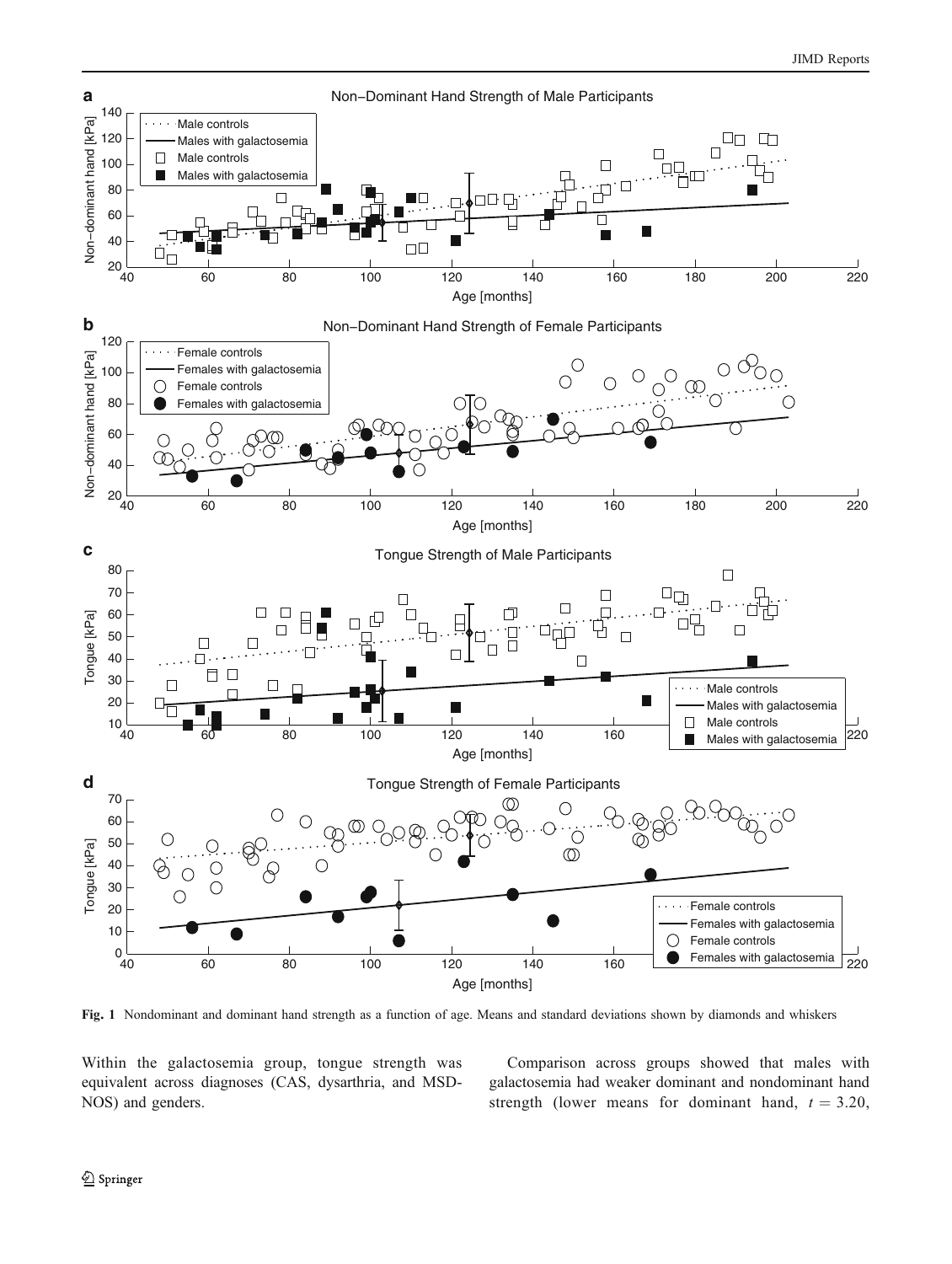Fig. 1 Nondominant and dominant hand strength as a function of age. Means and standard deviations shown by diamonds and whiskers

Within the galactosemia group, tongue strength was equivalent across diagnoses (CAS, dysarthria, and MSD-NOS) and genders.

Comparison across groups showed that males with galactosemia had weaker dominant and nondominant hand strength (lower means for dominant hand, $t = 3.20$,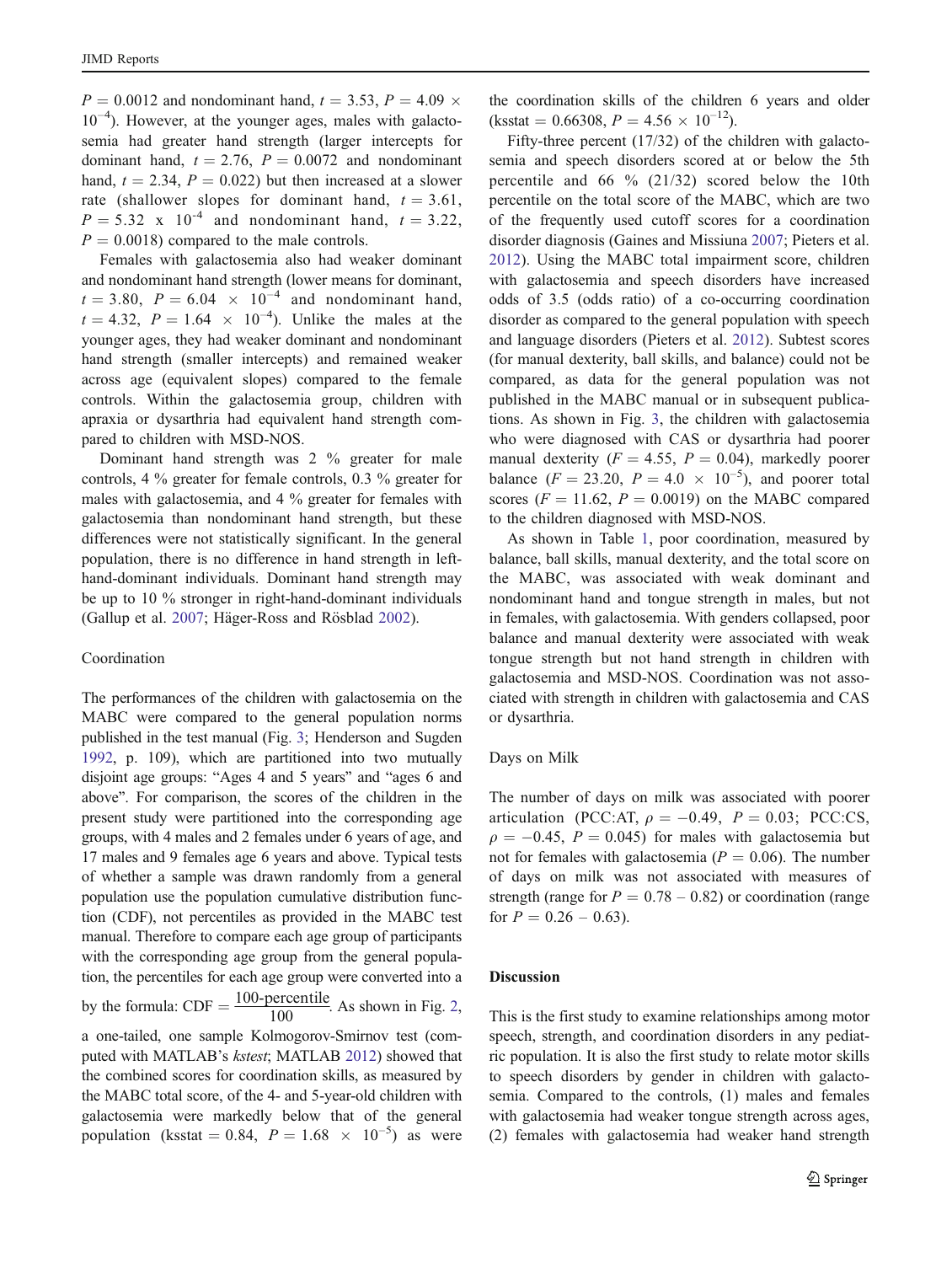$P = 0.0012$ and nondominant hand, $t = 3.53$, $P = 4.09 \times 10^{-4}$). However, at the younger ages, males with galactosemia had greater hand strength (larger intercepts for dominant hand, $t = 2.76$, $P = 0.0072$ and nondominant hand, $t = 2.34$, $P = 0.022$) but then increased at a slower rate (shallower slopes for dominant hand, $t = 3.61$, $P = 5.32 \times 10^{-4}$ and nondominant hand, $t = 3.22$, $P = 0.0018$) compared to the male controls.

Females with galactosemia also had weaker dominant and nondominant hand strength (lower means for dominant, $t = 3.80$, $P = 6.04 \times 10^{-4}$ and nondominant hand, $t = 4.32$, $P = 1.64 \times 10^{-4}$). Unlike the males at the younger ages, they had weaker dominant and nondominant hand strength (smaller intercepts) and remained weaker across age (equivalent slopes) compared to the female controls. Within the galactosemia group, children with apraxia or dysarthria had equivalent hand strength compared to children with MSD-NOS.

Dominant hand strength was 2 % greater for male controls, 4 % greater for female controls, 0.3 % greater for males with galactosemia, and 4 % greater for females with galactosemia than nondominant hand strength, but these differences were not statistically significant. In the general population, there is no difference in hand strength in left-hand-dominant individuals. Dominant hand strength may be up to 10 % stronger in right-hand-dominant individuals (Gallup et al. 2007; Häger-Ross and Rösblad 2002).

### Coordination

The performances of the children with galactosemia on the MABC were compared to the general population norms published in the test manual (Fig. 3; Henderson and Sugden 1992, p. 109), which are partitioned into two mutually disjoint age groups: "Ages 4 and 5 years" and "ages 6 and above". For comparison, the scores of the children in the present study were partitioned into the corresponding age groups, with 4 males and 2 females under 6 years of age, and 17 males and 9 females age 6 years and above. Typical tests of whether a sample was drawn randomly from a general population use the population cumulative distribution function (CDF), not percentiles as provided in the MABC test manual. Therefore to compare each age group of participants with the corresponding age group from the general population, the percentiles for each age group were converted into a by the formula: $\mathrm{CDF} = \frac{100\text{-percentile}}{100}$. As shown in Fig. 2, a one-tailed, one sample Kolmogorov-Smirnov test (computed with MATLAB's *kstest*; MATLAB 2012) showed that the combined scores for coordination skills, as measured by the MABC total score, of the 4- and 5-year-old children with galactosemia were markedly below that of the general population (ksstat = 0.84, $P = 1.68 \times 10^{-5}$) as were the coordination skills of the children 6 years and older (ksstat = 0.66308, $P = 4.56 \times 10^{-12}$).

Fifty-three percent (17/32) of the children with galactosemia and speech disorders scored at or below the 5th percentile and 66 % (21/32) scored below the 10th percentile on the total score of the MABC, which are two of the frequently used cutoff scores for a coordination disorder diagnosis (Gaines and Missiuna 2007; Pieters et al. 2012). Using the MABC total impairment score, children with galactosemia and speech disorders have increased odds of 3.5 (odds ratio) of a co-occurring coordination disorder as compared to the general population with speech and language disorders (Pieters et al. 2012). Subtest scores (for manual dexterity, ball skills, and balance) could not be compared, as data for the general population was not published in the MABC manual or in subsequent publications. As shown in Fig. 3, the children with galactosemia who were diagnosed with CAS or dysarthria had poorer manual dexterity ($F = 4.55$, $P = 0.04$), markedly poorer balance ($F = 23.20$, $P = 4.0 \times 10^{-5}$), and poorer total scores ($F = 11.62$, $P = 0.0019$) on the MABC compared to the children diagnosed with MSD-NOS.

As shown in Table 1, poor coordination, measured by balance, ball skills, manual dexterity, and the total score on the MABC, was associated with weak dominant and nondominant hand and tongue strength in males, but not in females, with galactosemia. With genders collapsed, poor balance and manual dexterity were associated with weak tongue strength but not hand strength in children with galactosemia and MSD-NOS. Coordination was not associated with strength in children with galactosemia and CAS or dysarthria.

### Days on Milk

The number of days on milk was associated with poorer articulation (PCC:AT, $\rho = -0.49$, $P = 0.03$; PCC:CS, $\rho = -0.45$, $P = 0.045$) for males with galactosemia but not for females with galactosemia ($P = 0.06$). The number of days on milk was not associated with measures of strength (range for $P = 0.78 - 0.82$) or coordination (range for $P = 0.26 - 0.63$).

## Discussion

This is the first study to examine relationships among motor speech, strength, and coordination disorders in any pediatric population. It is also the first study to relate motor skills to speech disorders by gender in children with galactosemia. Compared to the controls, (1) males and females with galactosemia had weaker tongue strength across ages, (2) females with galactosemia had weaker hand strength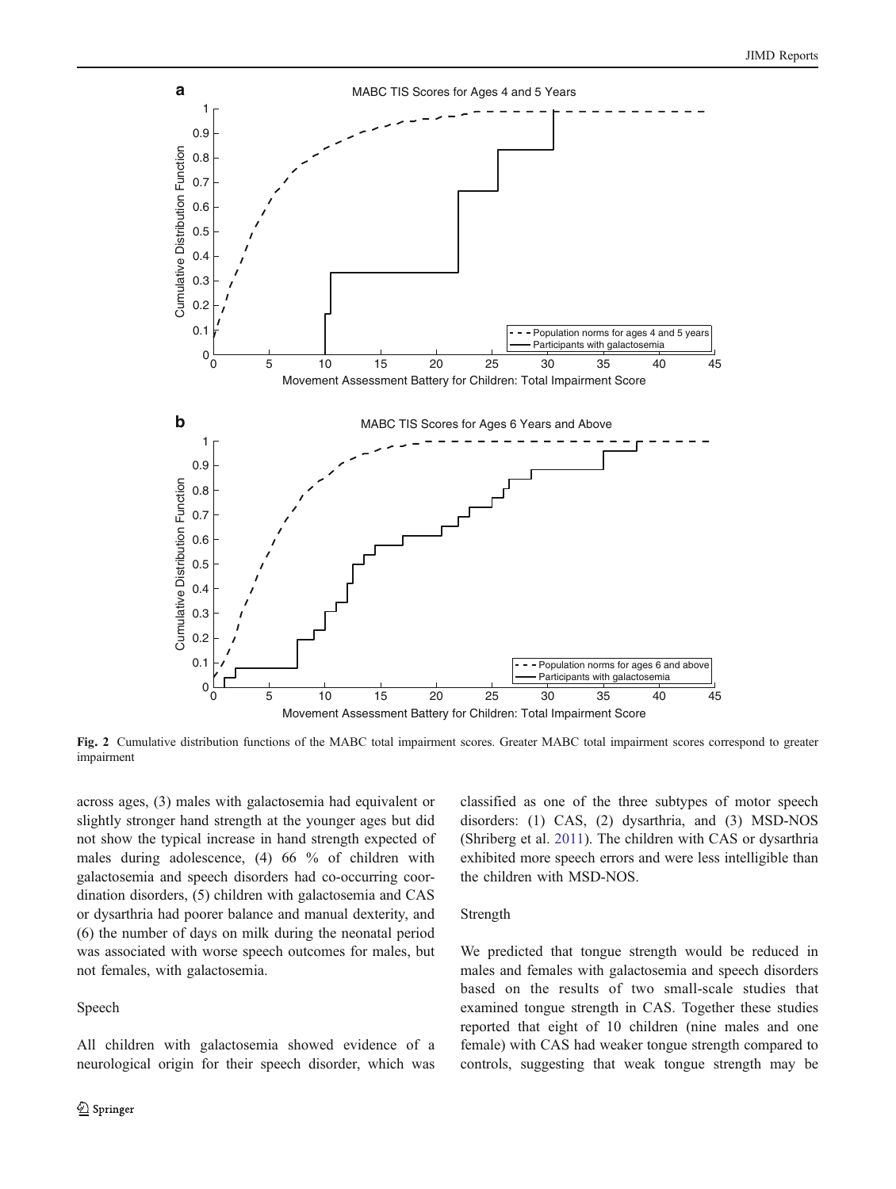Fig. 2 Cumulative distribution functions of the MABC total impairment scores. Greater MABC total impairment scores correspond to greater impairment

across ages, (3) males with galactosemia had equivalent or slightly stronger hand strength at the younger ages but did not show the typical increase in hand strength expected of males during adolescence, (4) 66 % of children with galactosemia and speech disorders had co-occurring coordination disorders, (5) children with galactosemia and CAS or dysarthria had poorer balance and manual dexterity, and (6) the number of days on milk during the neonatal period was associated with worse speech outcomes for males, but not females, with galactosemia.

### Speech

All children with galactosemia showed evidence of a neurological origin for their speech disorder, which was classified as one of the three subtypes of motor speech disorders: (1) CAS, (2) dysarthria, and (3) MSD-NOS (Shriberg et al. 2011). The children with CAS or dysarthria exhibited more speech errors and were less intelligible than the children with MSD-NOS.

### Strength

We predicted that tongue strength would be reduced in males and females with galactosemia and speech disorders based on the results of two small-scale studies that examined tongue strength in CAS. Together these studies reported that eight of 10 children (nine males and one female) with CAS had weaker tongue strength compared to controls, suggesting that weak tongue strength may be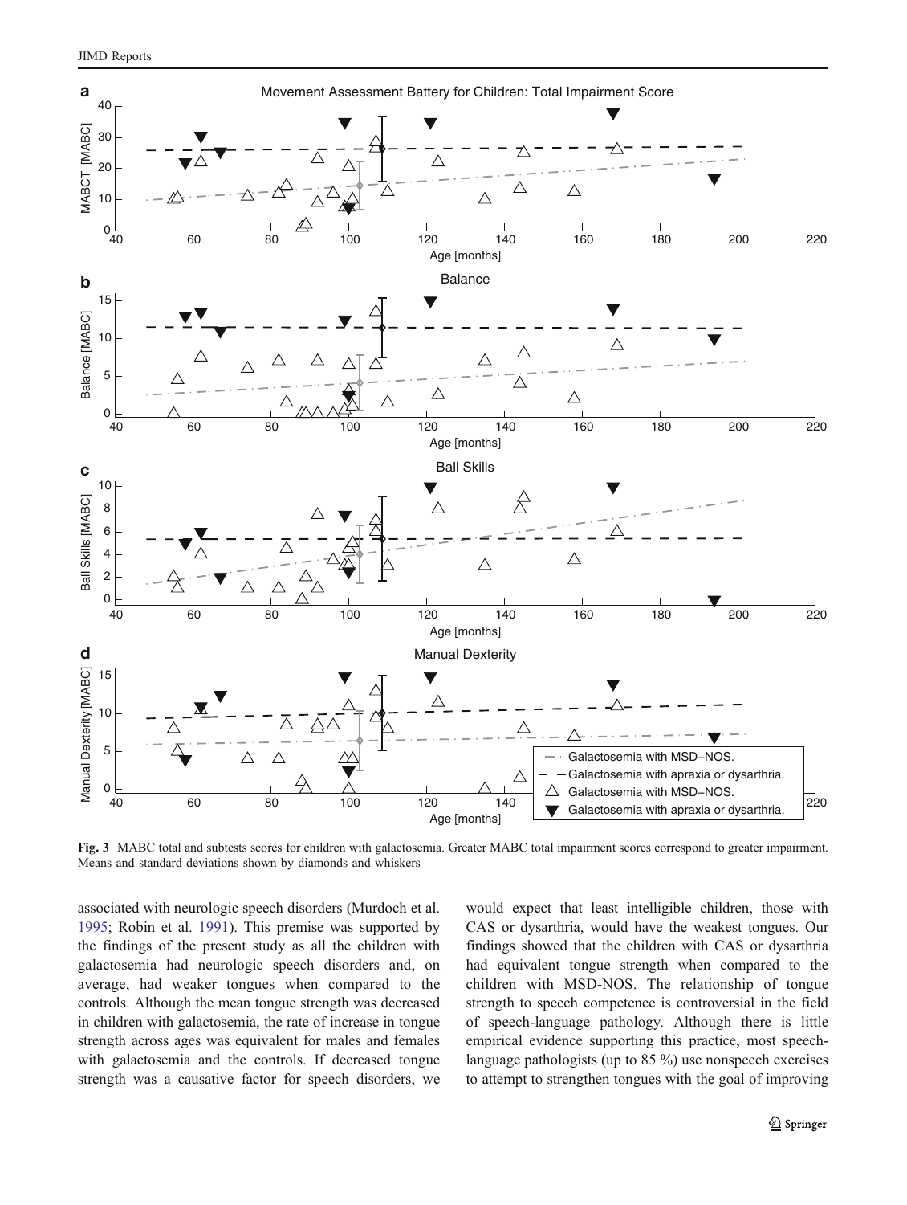**Fig. 3** MABC total and subtests scores for children with galactosemia. Greater MABC total impairment scores correspond to greater impairment. Means and standard deviations shown by diamonds and whiskers

associated with neurologic speech disorders (Murdoch et al. 1995; Robin et al. 1991). This premise was supported by the findings of the present study as all the children with galactosemia had neurologic speech disorders and, on average, had weaker tongues when compared to the controls. Although the mean tongue strength was decreased in children with galactosemia, the rate of increase in tongue strength across ages was equivalent for males and females with galactosemia and the controls. If decreased tongue strength was a causative factor for speech disorders, we would expect that least intelligible children, those with CAS or dysarthria, would have the weakest tongues. Our findings showed that the children with CAS or dysarthria had equivalent tongue strength when compared to the children with MSD-NOS. The relationship of tongue strength to speech competence is controversial in the field of speech-language pathology. Although there is little empirical evidence supporting this practice, most speech-language pathologists (up to 85 %) use nonspeech exercises to attempt to strengthen tongues with the goal of improving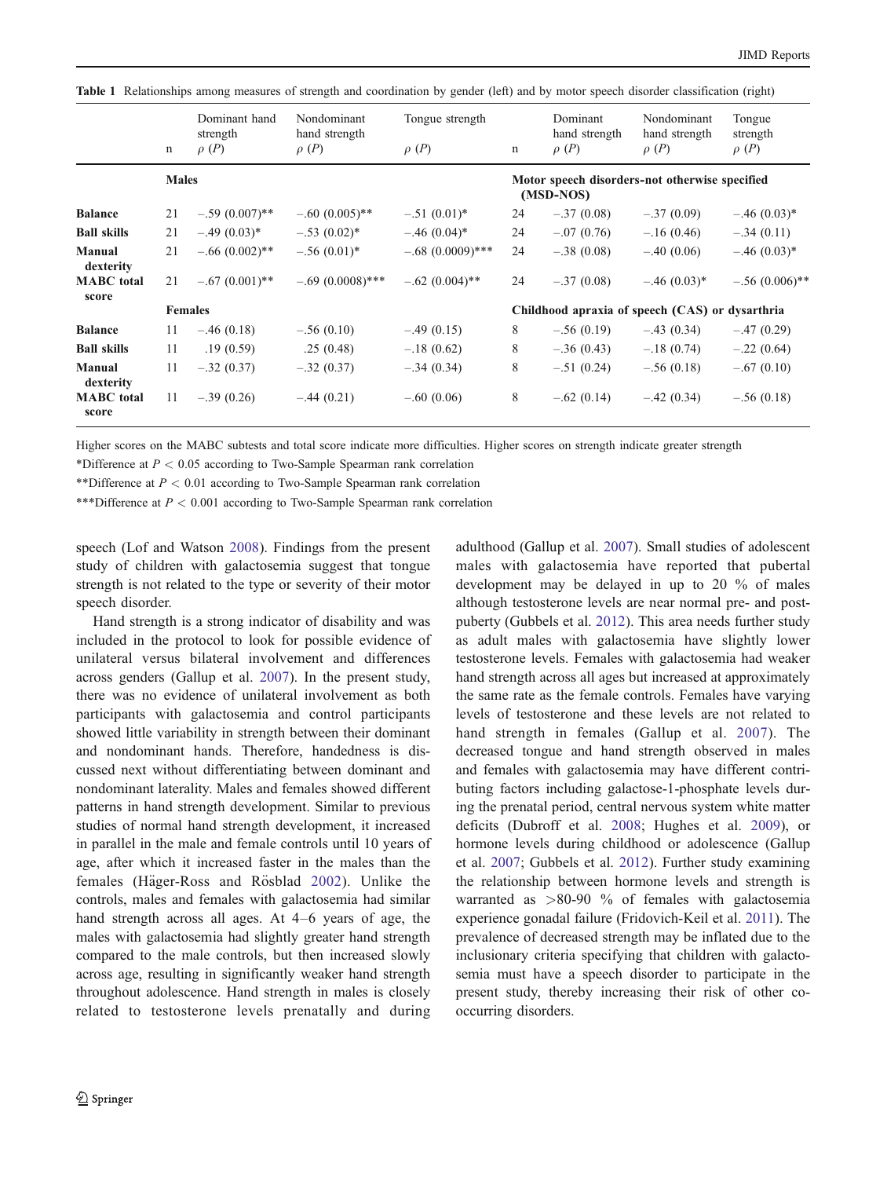**Table 1** Relationships among measures of strength and coordination by gender (left) and by motor speech disorder classification (right)

| | n | Dominant hand strength $\rho$ ($P$) | Nondominant hand strength $\rho$ ($P$) | Tongue strength $\rho$ ($P$) | n | Dominant hand strength $\rho$ ($P$) | Nondominant hand strength $\rho$ ($P$) | Tongue strength $\rho$ ($P$) |
|---|---|---|---|---|---|---|---|---|
| | **Males** | | | | **Motor speech disorders-not otherwise specified (MSD-NOS)** | | | |
| **Balance** | 21 | –.59 (0.007)** | –.60 (0.005)** | –.51 (0.01)* | 24 | –.37 (0.08) | –.37 (0.09) | –.46 (0.03)* |
| **Ball skills** | 21 | –.49 (0.03)* | –.53 (0.02)* | –.46 (0.04)* | 24 | –.07 (0.76) | –.16 (0.46) | –.34 (0.11) |
| **Manual dexterity** | 21 | –.66 (0.002)** | –.56 (0.01)* | –.68 (0.0009)*** | 24 | –.38 (0.08) | –.40 (0.06) | –.46 (0.03)* |
| **MABC total score** | 21 | –.67 (0.001)** | –.69 (0.0008)*** | –.62 (0.004)** | 24 | –.37 (0.08) | –.46 (0.03)* | –.56 (0.006)** |
| | **Females** | | | | **Childhood apraxia of speech (CAS) or dysarthria** | | | |
| **Balance** | 11 | –.46 (0.18) | –.56 (0.10) | –.49 (0.15) | 8 | –.56 (0.19) | –.43 (0.34) | –.47 (0.29) |
| **Ball skills** | 11 | .19 (0.59) | .25 (0.48) | –.18 (0.62) | 8 | –.36 (0.43) | –.18 (0.74) | –.22 (0.64) |
| **Manual dexterity** | 11 | –.32 (0.37) | –.32 (0.37) | –.34 (0.34) | 8 | –.51 (0.24) | –.56 (0.18) | –.67 (0.10) |
| **MABC total score** | 11 | –.39 (0.26) | –.44 (0.21) | –.60 (0.06) | 8 | –.62 (0.14) | –.42 (0.34) | –.56 (0.18) |

Higher scores on the MABC subtests and total score indicate more difficulties. Higher scores on strength indicate greater strength

*Difference at $P < 0.05$ according to Two-Sample Spearman rank correlation

**Difference at $P < 0.01$ according to Two-Sample Spearman rank correlation

***Difference at $P < 0.001$ according to Two-Sample Spearman rank correlation

speech (Lof and Watson 2008). Findings from the present study of children with galactosemia suggest that tongue strength is not related to the type or severity of their motor speech disorder.

Hand strength is a strong indicator of disability and was included in the protocol to look for possible evidence of unilateral versus bilateral involvement and differences across genders (Gallup et al. 2007). In the present study, there was no evidence of unilateral involvement as both participants with galactosemia and control participants showed little variability in strength between their dominant and nondominant hands. Therefore, handedness is discussed next without differentiating between dominant and nondominant laterality. Males and females showed different patterns in hand strength development. Similar to previous studies of normal hand strength development, it increased in parallel in the male and female controls until 10 years of age, after which it increased faster in the males than the females (Häger-Ross and Rösblad 2002). Unlike the controls, males and females with galactosemia had similar hand strength across all ages. At 4–6 years of age, the males with galactosemia had slightly greater hand strength compared to the male controls, but then increased slowly across age, resulting in significantly weaker hand strength throughout adolescence. Hand strength in males is closely related to testosterone levels prenatally and during adulthood (Gallup et al. 2007). Small studies of adolescent males with galactosemia have reported that pubertal development may be delayed in up to 20 % of males although testosterone levels are near normal pre- and post-puberty (Gubbels et al. 2012). This area needs further study as adult males with galactosemia have slightly lower testosterone levels. Females with galactosemia had weaker hand strength across all ages but increased at approximately the same rate as the female controls. Females have varying levels of testosterone and these levels are not related to hand strength in females (Gallup et al. 2007). The decreased tongue and hand strength observed in males and females with galactosemia may have different contributing factors including galactose-1-phosphate levels during the prenatal period, central nervous system white matter deficits (Dubroff et al. 2008; Hughes et al. 2009), or hormone levels during childhood or adolescence (Gallup et al. 2007; Gubbels et al. 2012). Further study examining the relationship between hormone levels and strength is warranted as >80-90 % of females with galactosemia experience gonadal failure (Fridovich-Keil et al. 2011). The prevalence of decreased strength may be inflated due to the inclusionary criteria specifying that children with galactosemia must have a speech disorder to participate in the present study, thereby increasing their risk of other co-occurring disorders.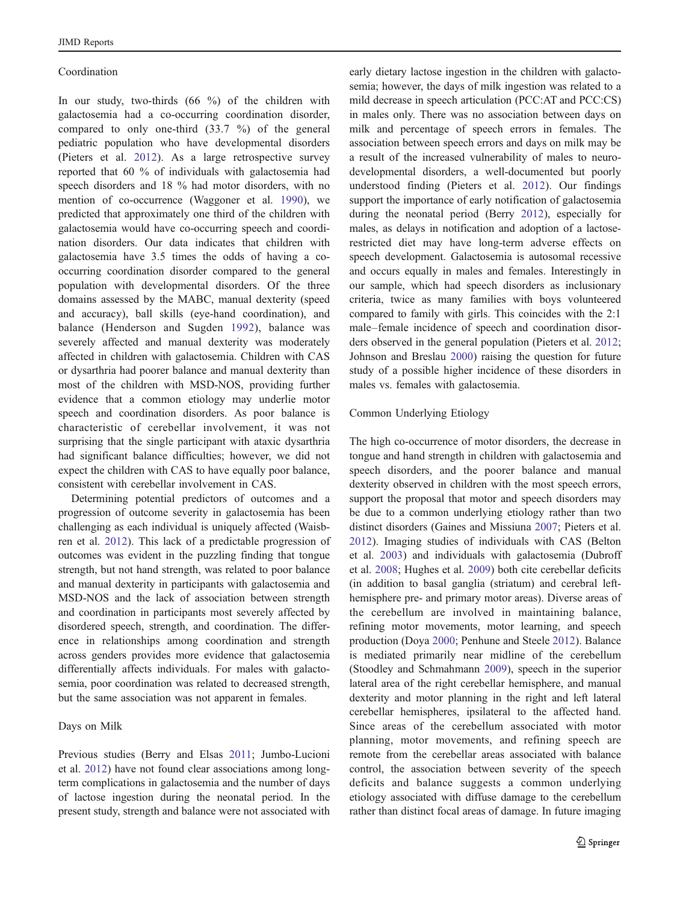### Coordination

In our study, two-thirds (66 %) of the children with galactosemia had a co-occurring coordination disorder, compared to only one-third (33.7 %) of the general pediatric population who have developmental disorders (Pieters et al. 2012). As a large retrospective survey reported that 60 % of individuals with galactosemia had speech disorders and 18 % had motor disorders, with no mention of co-occurrence (Waggoner et al. 1990), we predicted that approximately one third of the children with galactosemia would have co-occurring speech and coordination disorders. Our data indicates that children with galactosemia have 3.5 times the odds of having a co-occurring coordination disorder compared to the general population with developmental disorders. Of the three domains assessed by the MABC, manual dexterity (speed and accuracy), ball skills (eye-hand coordination), and balance (Henderson and Sugden 1992), balance was severely affected and manual dexterity was moderately affected in children with galactosemia. Children with CAS or dysarthria had poorer balance and manual dexterity than most of the children with MSD-NOS, providing further evidence that a common etiology may underlie motor speech and coordination disorders. As poor balance is characteristic of cerebellar involvement, it was not surprising that the single participant with ataxic dysarthria had significant balance difficulties; however, we did not expect the children with CAS to have equally poor balance, consistent with cerebellar involvement in CAS.

Determining potential predictors of outcomes and a progression of outcome severity in galactosemia has been challenging as each individual is uniquely affected (Waisbren et al. 2012). This lack of a predictable progression of outcomes was evident in the puzzling finding that tongue strength, but not hand strength, was related to poor balance and manual dexterity in participants with galactosemia and MSD-NOS and the lack of association between strength and coordination in participants most severely affected by disordered speech, strength, and coordination. The difference in relationships among coordination and strength across genders provides more evidence that galactosemia differentially affects individuals. For males with galactosemia, poor coordination was related to decreased strength, but the same association was not apparent in females.

### Days on Milk

Previous studies (Berry and Elsas 2011; Jumbo-Lucioni et al. 2012) have not found clear associations among long-term complications in galactosemia and the number of days of lactose ingestion during the neonatal period. In the present study, strength and balance were not associated with early dietary lactose ingestion in the children with galactosemia; however, the days of milk ingestion was related to a mild decrease in speech articulation (PCC:AT and PCC:CS) in males only. There was no association between days on milk and percentage of speech errors in females. The association between speech errors and days on milk may be a result of the increased vulnerability of males to neurodevelopmental disorders, a well-documented but poorly understood finding (Pieters et al. 2012). Our findings support the importance of early notification of galactosemia during the neonatal period (Berry 2012), especially for males, as delays in notification and adoption of a lactose-restricted diet may have long-term adverse effects on speech development. Galactosemia is autosomal recessive and occurs equally in males and females. Interestingly in our sample, which had speech disorders as inclusionary criteria, twice as many families with boys volunteered compared to family with girls. This coincides with the 2:1 male–female incidence of speech and coordination disorders observed in the general population (Pieters et al. 2012; Johnson and Breslau 2000) raising the question for future study of a possible higher incidence of these disorders in males vs. females with galactosemia.

### Common Underlying Etiology

The high co-occurrence of motor disorders, the decrease in tongue and hand strength in children with galactosemia and speech disorders, and the poorer balance and manual dexterity observed in children with the most speech errors, support the proposal that motor and speech disorders may be due to a common underlying etiology rather than two distinct disorders (Gaines and Missiuna 2007; Pieters et al. 2012). Imaging studies of individuals with CAS (Belton et al. 2003) and individuals with galactosemia (Dubroff et al. 2008; Hughes et al. 2009) both cite cerebellar deficits (in addition to basal ganglia (striatum) and cerebral left-hemisphere pre- and primary motor areas). Diverse areas of the cerebellum are involved in maintaining balance, refining motor movements, motor learning, and speech production (Doya 2000; Penhune and Steele 2012). Balance is mediated primarily near midline of the cerebellum (Stoodley and Schmahmann 2009), speech in the superior lateral area of the right cerebellar hemisphere, and manual dexterity and motor planning in the right and left lateral cerebellar hemispheres, ipsilateral to the affected hand. Since areas of the cerebellum associated with motor planning, motor movements, and refining speech are remote from the cerebellar areas associated with balance control, the association between severity of the speech deficits and balance suggests a common underlying etiology associated with diffuse damage to the cerebellum rather than distinct focal areas of damage. In future imaging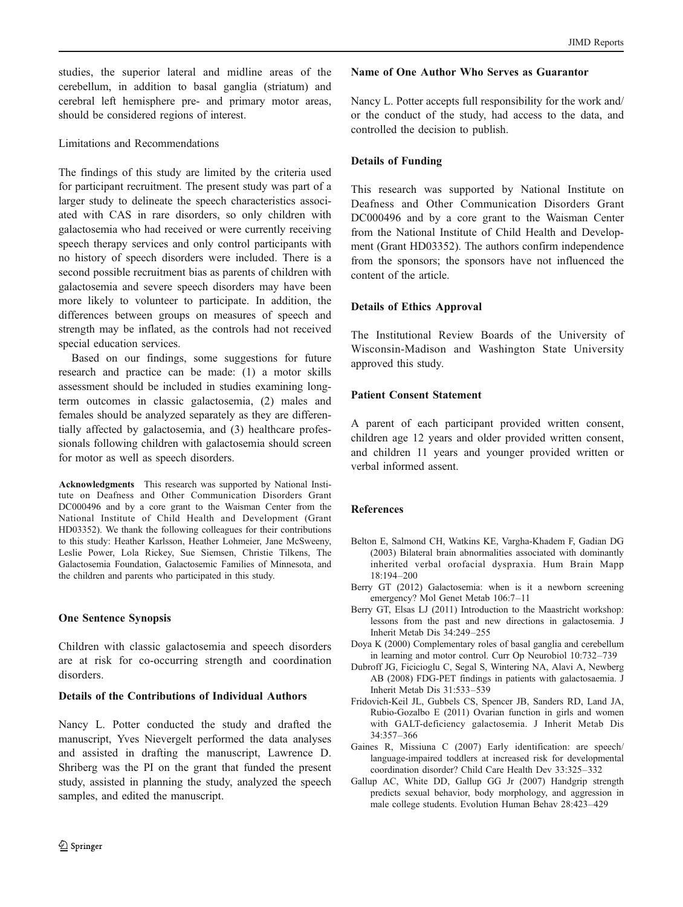studies, the superior lateral and midline areas of the cerebellum, in addition to basal ganglia (striatum) and cerebral left hemisphere pre- and primary motor areas, should be considered regions of interest.

### Limitations and Recommendations

The findings of this study are limited by the criteria used for participant recruitment. The present study was part of a larger study to delineate the speech characteristics associated with CAS in rare disorders, so only children with galactosemia who had received or were currently receiving speech therapy services and only control participants with no history of speech disorders were included. There is a second possible recruitment bias as parents of children with galactosemia and severe speech disorders may have been more likely to volunteer to participate. In addition, the differences between groups on measures of speech and strength may be inflated, as the controls had not received special education services.

Based on our findings, some suggestions for future research and practice can be made: (1) a motor skills assessment should be included in studies examining long-term outcomes in classic galactosemia, (2) males and females should be analyzed separately as they are differentially affected by galactosemia, and (3) healthcare professionals following children with galactosemia should screen for motor as well as speech disorders.

**Acknowledgments** This research was supported by National Institute on Deafness and Other Communication Disorders Grant DC000496 and by a core grant to the Waisman Center from the National Institute of Child Health and Development (Grant HD03352). We thank the following colleagues for their contributions to this study: Heather Karlsson, Heather Lohmeier, Jane McSweeny, Leslie Power, Lola Rickey, Sue Siemsen, Christie Tilkens, The Galactosemia Foundation, Galactosemic Families of Minnesota, and the children and parents who participated in this study.

## One Sentence Synopsis

Children with classic galactosemia and speech disorders are at risk for co-occurring strength and coordination disorders.

## Details of the Contributions of Individual Authors

Nancy L. Potter conducted the study and drafted the manuscript, Yves Nievergelt performed the data analyses and assisted in drafting the manuscript, Lawrence D. Shriberg was the PI on the grant that funded the present study, assisted in planning the study, analyzed the speech samples, and edited the manuscript.

## Name of One Author Who Serves as Guarantor

Nancy L. Potter accepts full responsibility for the work and/or the conduct of the study, had access to the data, and controlled the decision to publish.

## Details of Funding

This research was supported by National Institute on Deafness and Other Communication Disorders Grant DC000496 and by a core grant to the Waisman Center from the National Institute of Child Health and Development (Grant HD03352). The authors confirm independence from the sponsors; the sponsors have not influenced the content of the article.

## Details of Ethics Approval

The Institutional Review Boards of the University of Wisconsin-Madison and Washington State University approved this study.

## Patient Consent Statement

A parent of each participant provided written consent, children age 12 years and older provided written consent, and children 11 years and younger provided written or verbal informed assent.

## References

Belton E, Salmond CH, Watkins KE, Vargha-Khadem F, Gadian DG (2003) Bilateral brain abnormalities associated with dominantly inherited verbal orofacial dyspraxia. Hum Brain Mapp 18:194–200

Berry GT (2012) Galactosemia: when is it a newborn screening emergency? Mol Genet Metab 106:7–11

Berry GT, Elsas LJ (2011) Introduction to the Maastricht workshop: lessons from the past and new directions in galactosemia. J Inherit Metab Dis 34:249–255

Doya K (2000) Complementary roles of basal ganglia and cerebellum in learning and motor control. Curr Op Neurobiol 10:732–739

Dubroff JG, Ficicioglu C, Segal S, Wintering NA, Alavi A, Newberg AB (2008) FDG-PET findings in patients with galactosaemia. J Inherit Metab Dis 31:533–539

Fridovich-Keil JL, Gubbels CS, Spencer JB, Sanders RD, Land JA, Rubio-Gozalbo E (2011) Ovarian function in girls and women with GALT-deficiency galactosemia. J Inherit Metab Dis 34:357–366

Gaines R, Missiuna C (2007) Early identification: are speech/language-impaired toddlers at increased risk for developmental coordination disorder? Child Care Health Dev 33:325–332

Gallup AC, White DD, Gallup GG Jr (2007) Handgrip strength predicts sexual behavior, body morphology, and aggression in male college students. Evolution Human Behav 28:423–429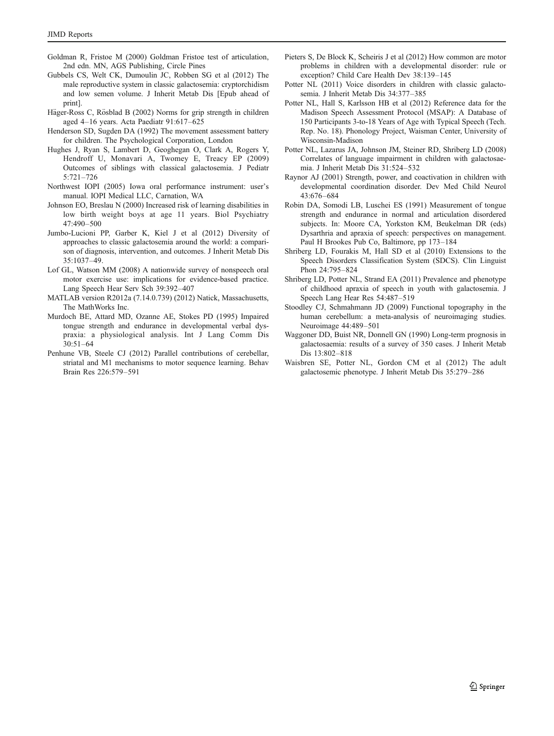Goldman R, Fristoe M (2000) Goldman Fristoe test of articulation, 2nd edn. MN, AGS Publishing, Circle Pines

Gubbels CS, Welt CK, Dumoulin JC, Robben SG et al (2012) The male reproductive system in classic galactosemia: cryptorchidism and low semen volume. J Inherit Metab Dis [Epub ahead of print].

Häger-Ross C, Rösblad B (2002) Norms for grip strength in children aged 4–16 years. Acta Paediatr 91:617–625

Henderson SD, Sugden DA (1992) The movement assessment battery for children. The Psychological Corporation, London

Hughes J, Ryan S, Lambert D, Geoghegan O, Clark A, Rogers Y, Hendroff U, Monavari A, Twomey E, Treacy EP (2009) Outcomes of siblings with classical galactosemia. J Pediatr 5:721–726

Northwest IOPI (2005) Iowa oral performance instrument: user's manual. IOPI Medical LLC, Carnation, WA

Johnson EO, Breslau N (2000) Increased risk of learning disabilities in low birth weight boys at age 11 years. Biol Psychiatry 47:490–500

Jumbo-Lucioni PP, Garber K, Kiel J et al (2012) Diversity of approaches to classic galactosemia around the world: a comparison of diagnosis, intervention, and outcomes. J Inherit Metab Dis 35:1037–49.

Lof GL, Watson MM (2008) A nationwide survey of nonspeech oral motor exercise use: implications for evidence-based practice. Lang Speech Hear Serv Sch 39:392–407

MATLAB version R2012a (7.14.0.739) (2012) Natick, Massachusetts, The MathWorks Inc.

Murdoch BE, Attard MD, Ozanne AE, Stokes PD (1995) Impaired tongue strength and endurance in developmental verbal dyspraxia: a physiological analysis. Int J Lang Comm Dis 30:51–64

Penhune VB, Steele CJ (2012) Parallel contributions of cerebellar, striatal and M1 mechanisms to motor sequence learning. Behav Brain Res 226:579–591

Pieters S, De Block K, Scheiris J et al (2012) How common are motor problems in children with a developmental disorder: rule or exception? Child Care Health Dev 38:139–145

Potter NL (2011) Voice disorders in children with classic galactosemia. J Inherit Metab Dis 34:377–385

Potter NL, Hall S, Karlsson HB et al (2012) Reference data for the Madison Speech Assessment Protocol (MSAP): A Database of 150 Participants 3-to-18 Years of Age with Typical Speech (Tech. Rep. No. 18). Phonology Project, Waisman Center, University of Wisconsin-Madison

Potter NL, Lazarus JA, Johnson JM, Steiner RD, Shriberg LD (2008) Correlates of language impairment in children with galactosaemia. J Inherit Metab Dis 31:524–532

Raynor AJ (2001) Strength, power, and coactivation in children with developmental coordination disorder. Dev Med Child Neurol 43:676–684

Robin DA, Somodi LB, Luschei ES (1991) Measurement of tongue strength and endurance in normal and articulation disordered subjects. In: Moore CA, Yorkston KM, Beukelman DR (eds) Dysarthria and apraxia of speech: perspectives on management. Paul H Brookes Pub Co, Baltimore, pp 173–184

Shriberg LD, Fourakis M, Hall SD et al (2010) Extensions to the Speech Disorders Classification System (SDCS). Clin Linguist Phon 24:795–824

Shriberg LD, Potter NL, Strand EA (2011) Prevalence and phenotype of childhood apraxia of speech in youth with galactosemia. J Speech Lang Hear Res 54:487–519

Stoodley CJ, Schmahmann JD (2009) Functional topography in the human cerebellum: a meta-analysis of neuroimaging studies. Neuroimage 44:489–501

Waggoner DD, Buist NR, Donnell GN (1990) Long-term prognosis in galactosaemia: results of a survey of 350 cases. J Inherit Metab Dis 13:802–818

Waisbren SE, Potter NL, Gordon CM et al (2012) The adult galactosemic phenotype. J Inherit Metab Dis 35:279–286